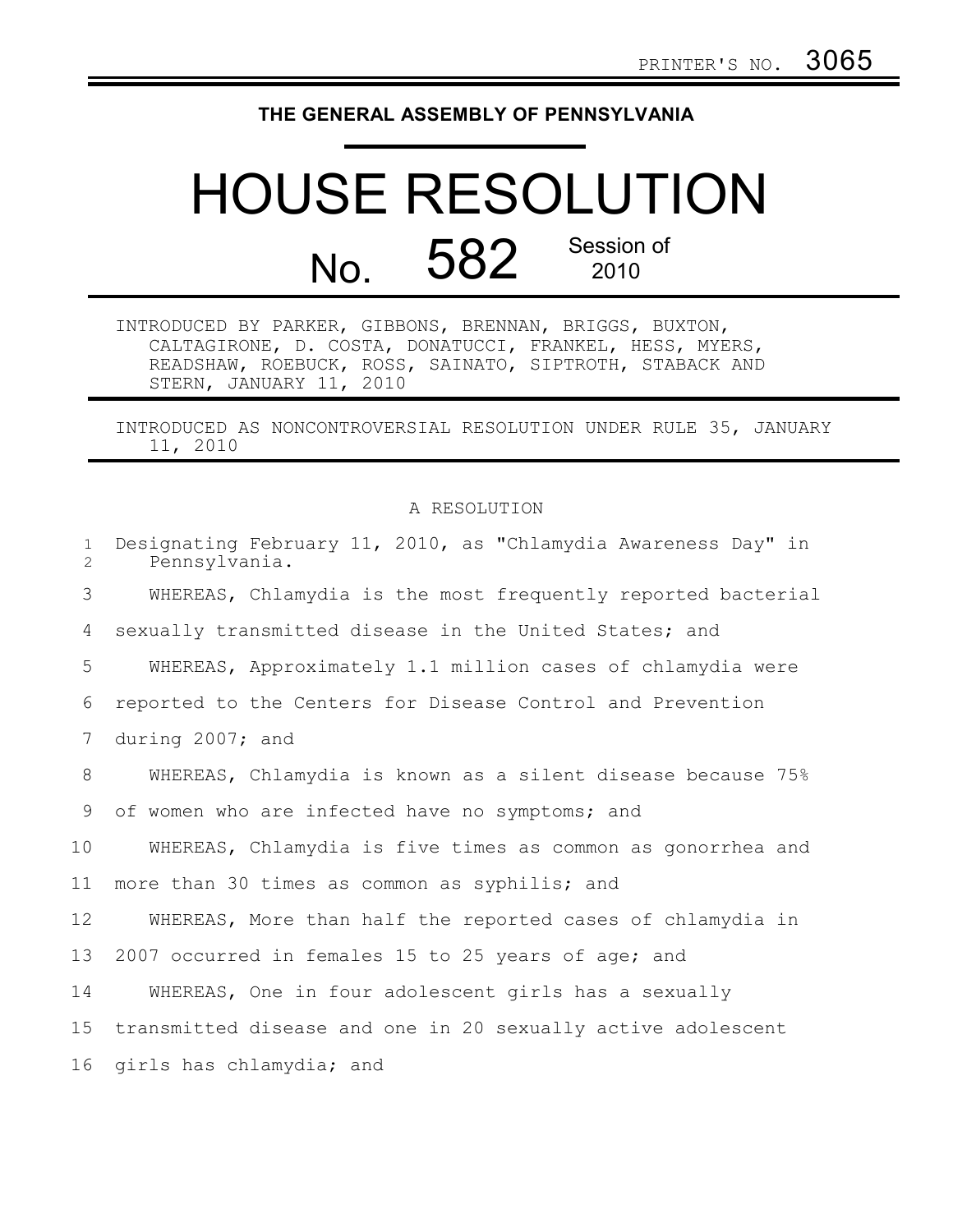PRINTER'S NO. 3065

# THE GENERAL ASSEMBLY OF PENNSYLVANIA

# HOUSE RESOLUTION

## No. 582 Session of 2010

INTRODUCED BY PARKER, GIBBONS, BRENNAN, BRIGGS, BUXTON, CALTAGIRONE, D. COSTA, DONATUCCI, FRANKEL, HESS, MYERS, READSHAW, ROEBUCK, ROSS, SAINATO, SIPTROTH, STABACK AND STERN, JANUARY 11, 2010

INTRODUCED AS NONCONTROVERSIAL RESOLUTION UNDER RULE 35, JANUARY 11, 2010

A RESOLUTION

Designating February 11, 2010, as "Chlamydia Awareness Day" in Pennsylvania.

WHEREAS, Chlamydia is the most frequently reported bacterial sexually transmitted disease in the United States; and

WHEREAS, Approximately 1.1 million cases of chlamydia were reported to the Centers for Disease Control and Prevention during 2007; and

WHEREAS, Chlamydia is known as a silent disease because 75% of women who are infected have no symptoms; and

WHEREAS, Chlamydia is five times as common as gonorrhea and more than 30 times as common as syphilis; and

WHEREAS, More than half the reported cases of chlamydia in 2007 occurred in females 15 to 25 years of age; and

WHEREAS, One in four adolescent girls has a sexually transmitted disease and one in 20 sexually active adolescent girls has chlamydia; and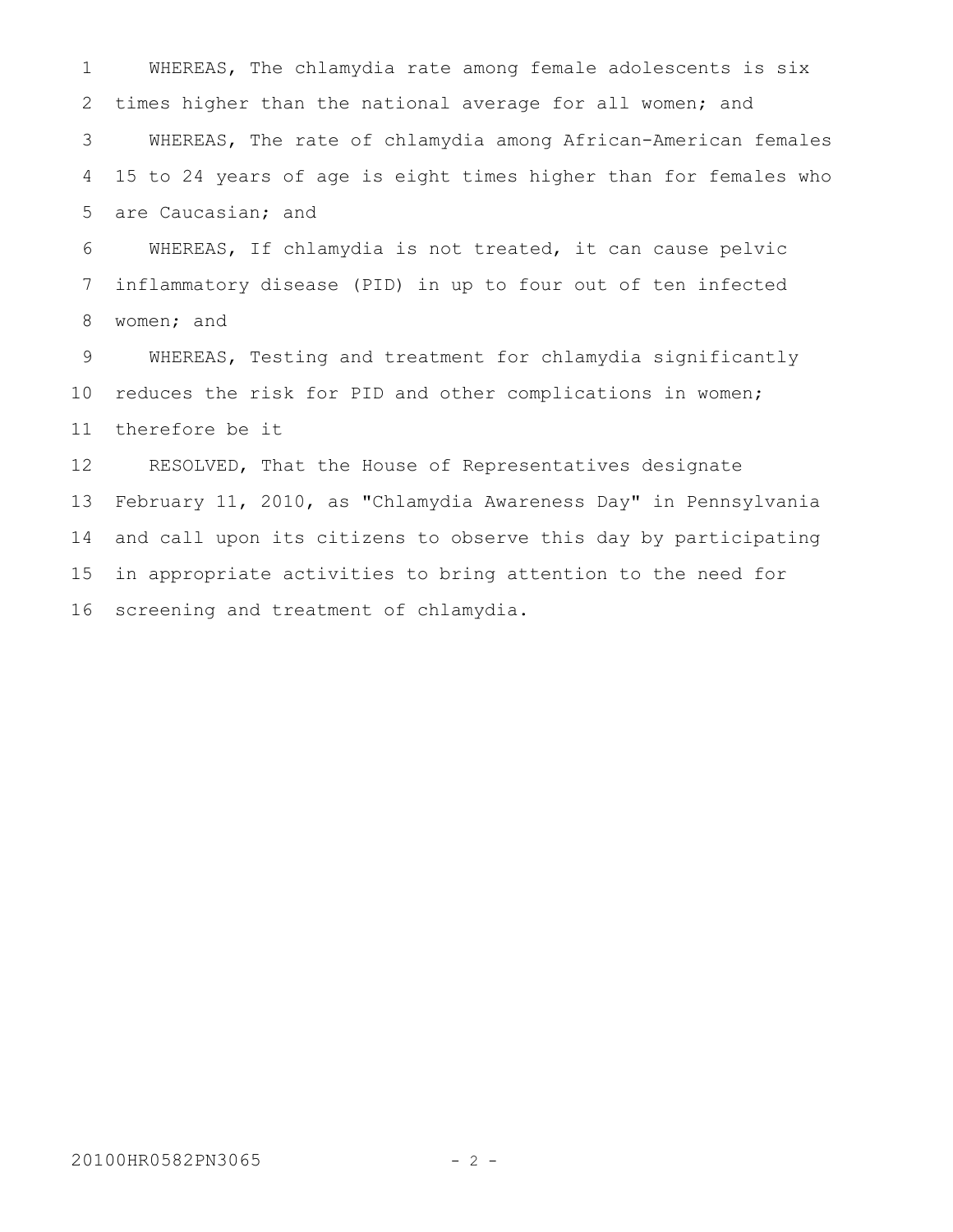WHEREAS, The chlamydia rate among female adolescents is six times higher than the national average for all women; and

WHEREAS, The rate of chlamydia among African-American females 15 to 24 years of age is eight times higher than for females who are Caucasian; and

WHEREAS, If chlamydia is not treated, it can cause pelvic inflammatory disease (PID) in up to four out of ten infected women; and

WHEREAS, Testing and treatment for chlamydia significantly reduces the risk for PID and other complications in women; therefore be it

RESOLVED, That the House of Representatives designate February 11, 2010, as "Chlamydia Awareness Day" in Pennsylvania and call upon its citizens to observe this day by participating in appropriate activities to bring attention to the need for screening and treatment of chlamydia.